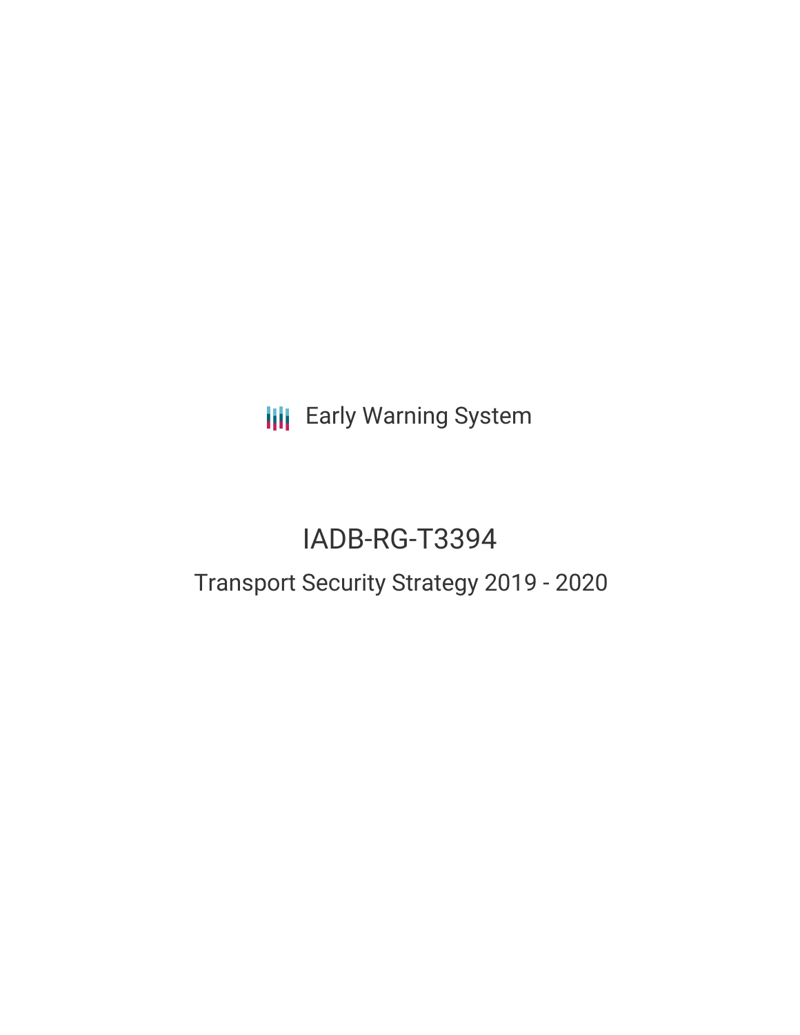Early Warning System

# IADB-RG-T3394

## Transport Security Strategy 2019 - 2020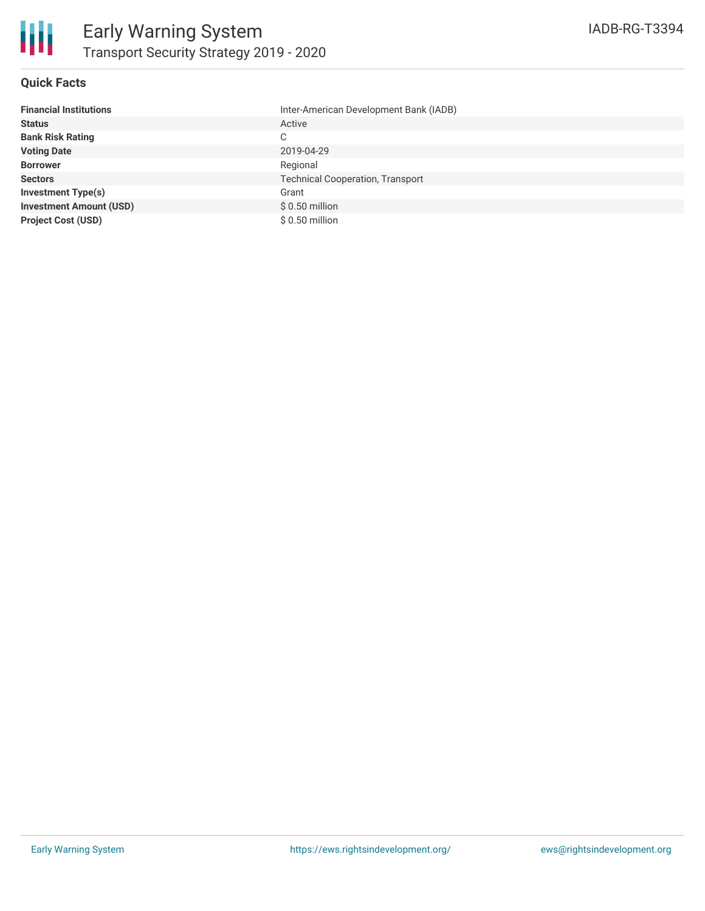# Early Warning System

## Transport Security Strategy 2019 - 2020

IADB-RG-T3394

### Quick Facts

| | |
|---|---|
| **Financial Institutions** | Inter-American Development Bank (IADB) |
| **Status** | Active |
| **Bank Risk Rating** | C |
| **Voting Date** | 2019-04-29 |
| **Borrower** | Regional |
| **Sectors** | Technical Cooperation, Transport |
| **Investment Type(s)** | Grant |
| **Investment Amount (USD)** | $ 0.50 million |
| **Project Cost (USD)** | $ 0.50 million |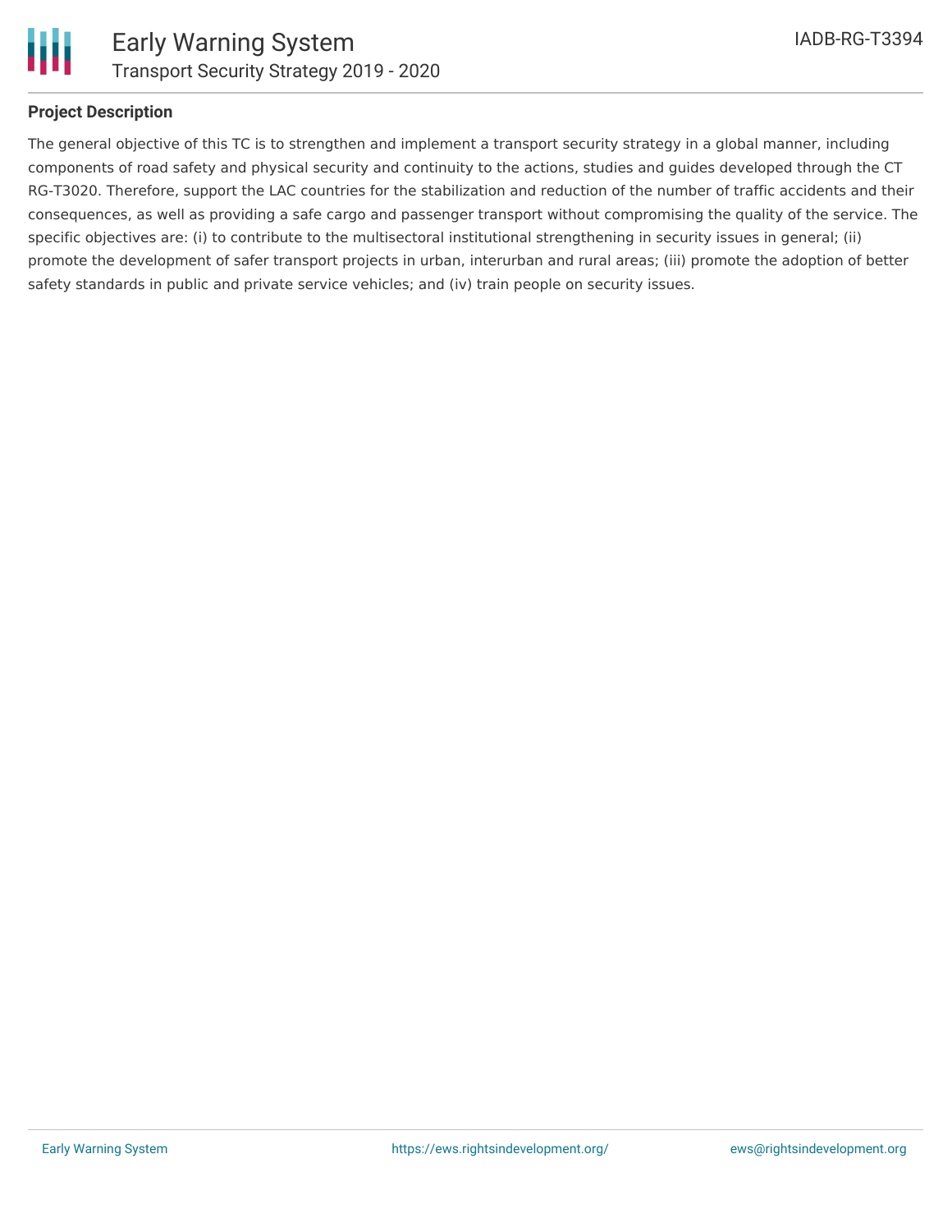## Project Description

The general objective of this TC is to strengthen and implement a transport security strategy in a global manner, including components of road safety and physical security and continuity to the actions, studies and guides developed through the CT RG-T3020. Therefore, support the LAC countries for the stabilization and reduction of the number of traffic accidents and their consequences, as well as providing a safe cargo and passenger transport without compromising the quality of the service. The specific objectives are: (i) to contribute to the multisectoral institutional strengthening in security issues in general; (ii) promote the development of safer transport projects in urban, interurban and rural areas; (iii) promote the adoption of better safety standards in public and private service vehicles; and (iv) train people on security issues.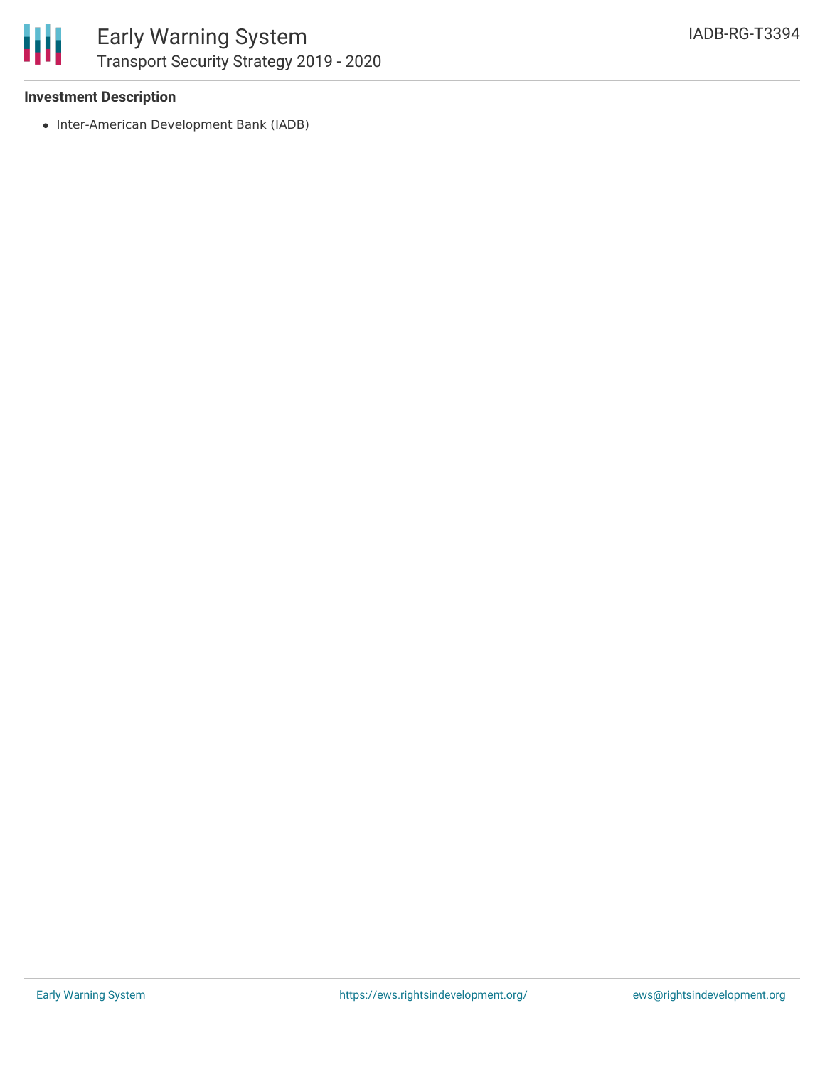**Investment Description**

- Inter-American Development Bank (IADB)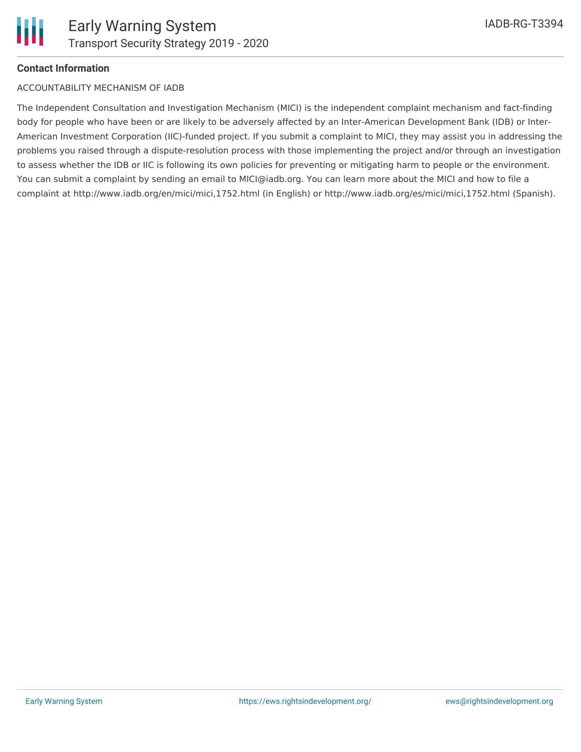**Contact Information**

ACCOUNTABILITY MECHANISM OF IADB

The Independent Consultation and Investigation Mechanism (MICI) is the independent complaint mechanism and fact-finding body for people who have been or are likely to be adversely affected by an Inter-American Development Bank (IDB) or Inter-American Investment Corporation (IIC)-funded project. If you submit a complaint to MICI, they may assist you in addressing the problems you raised through a dispute-resolution process with those implementing the project and/or through an investigation to assess whether the IDB or IIC is following its own policies for preventing or mitigating harm to people or the environment. You can submit a complaint by sending an email to MICI@iadb.org. You can learn more about the MICI and how to file a complaint at http://www.iadb.org/en/mici/mici,1752.html (in English) or http://www.iadb.org/es/mici/mici,1752.html (Spanish).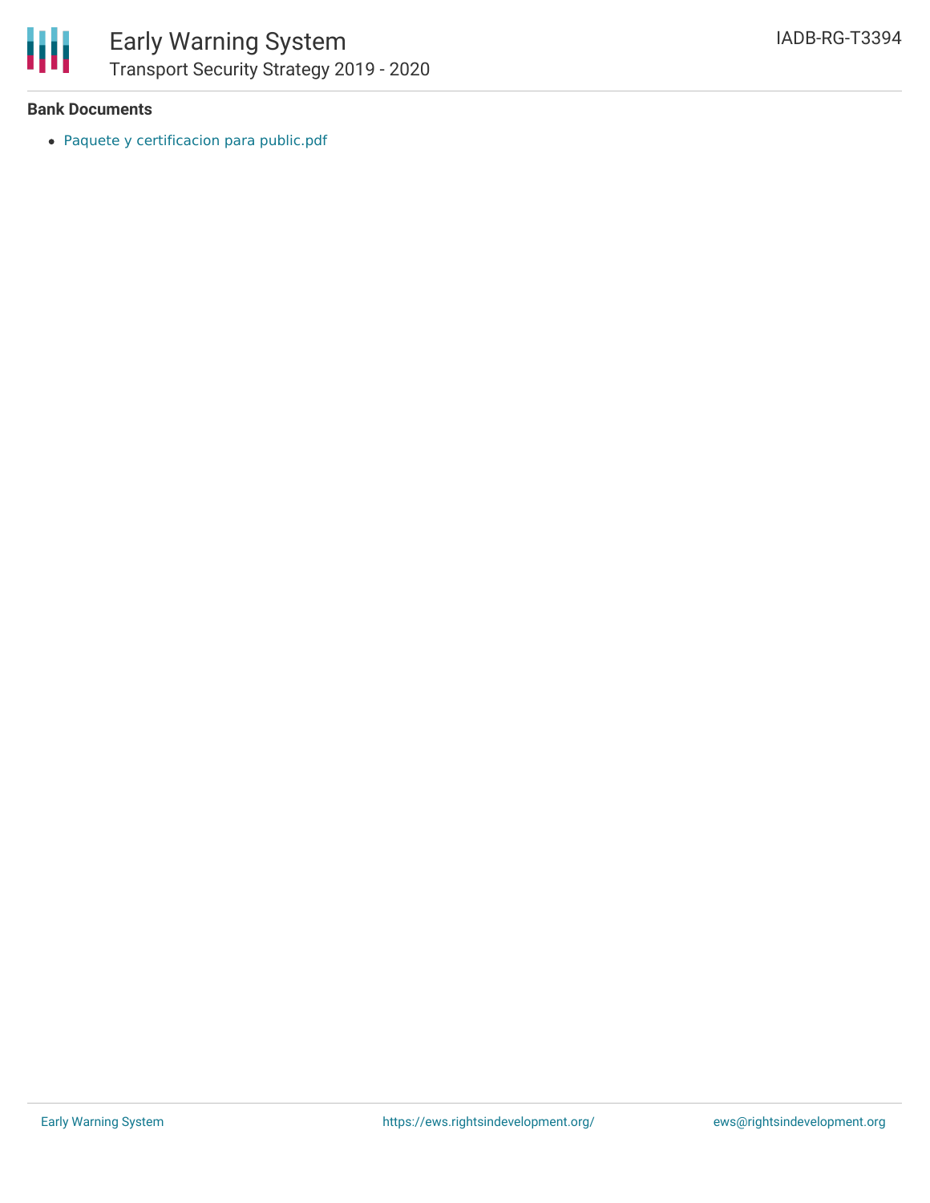**Bank Documents**

- Paquete y certificacion para public.pdf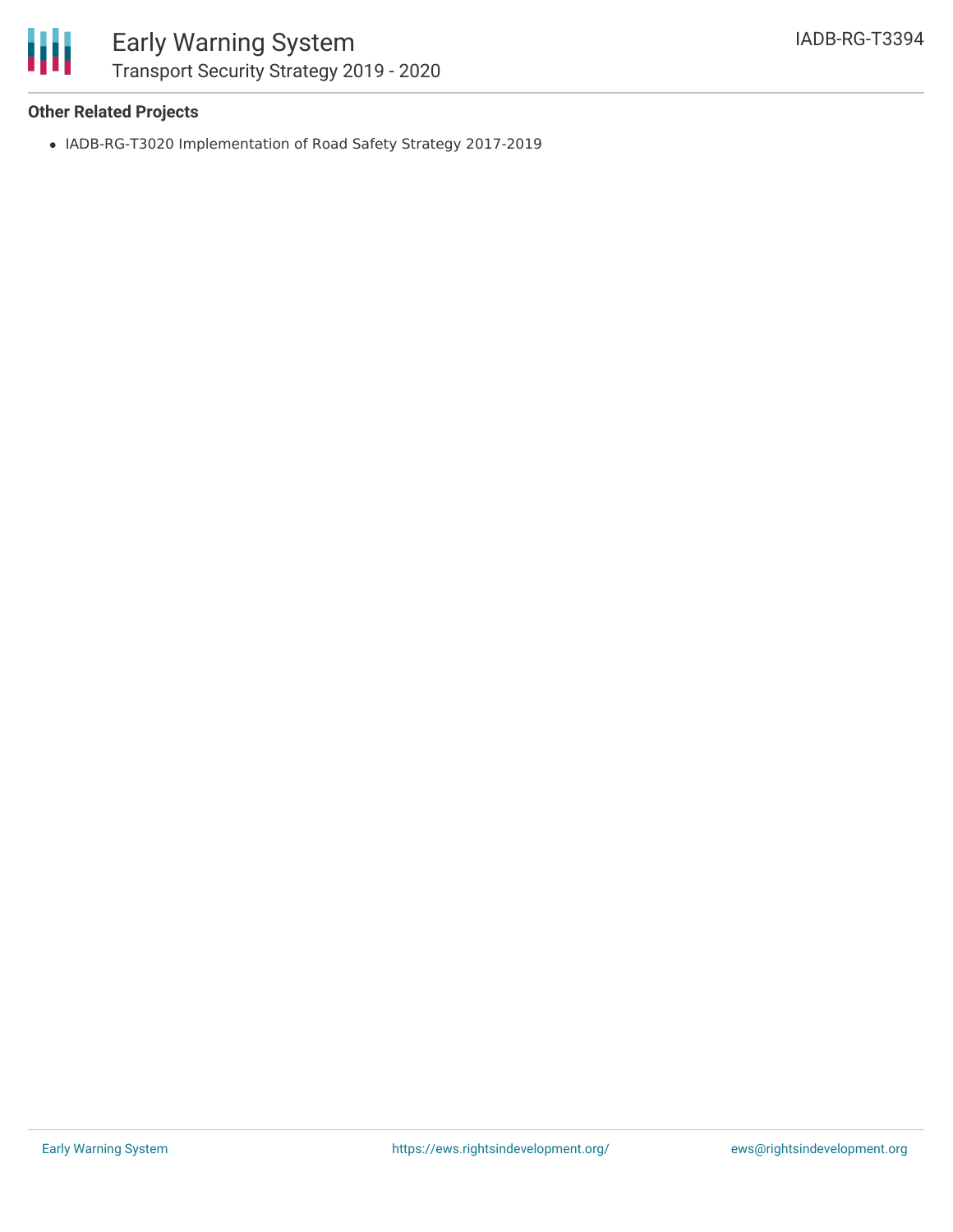**Other Related Projects**

- IADB-RG-T3020 Implementation of Road Safety Strategy 2017-2019